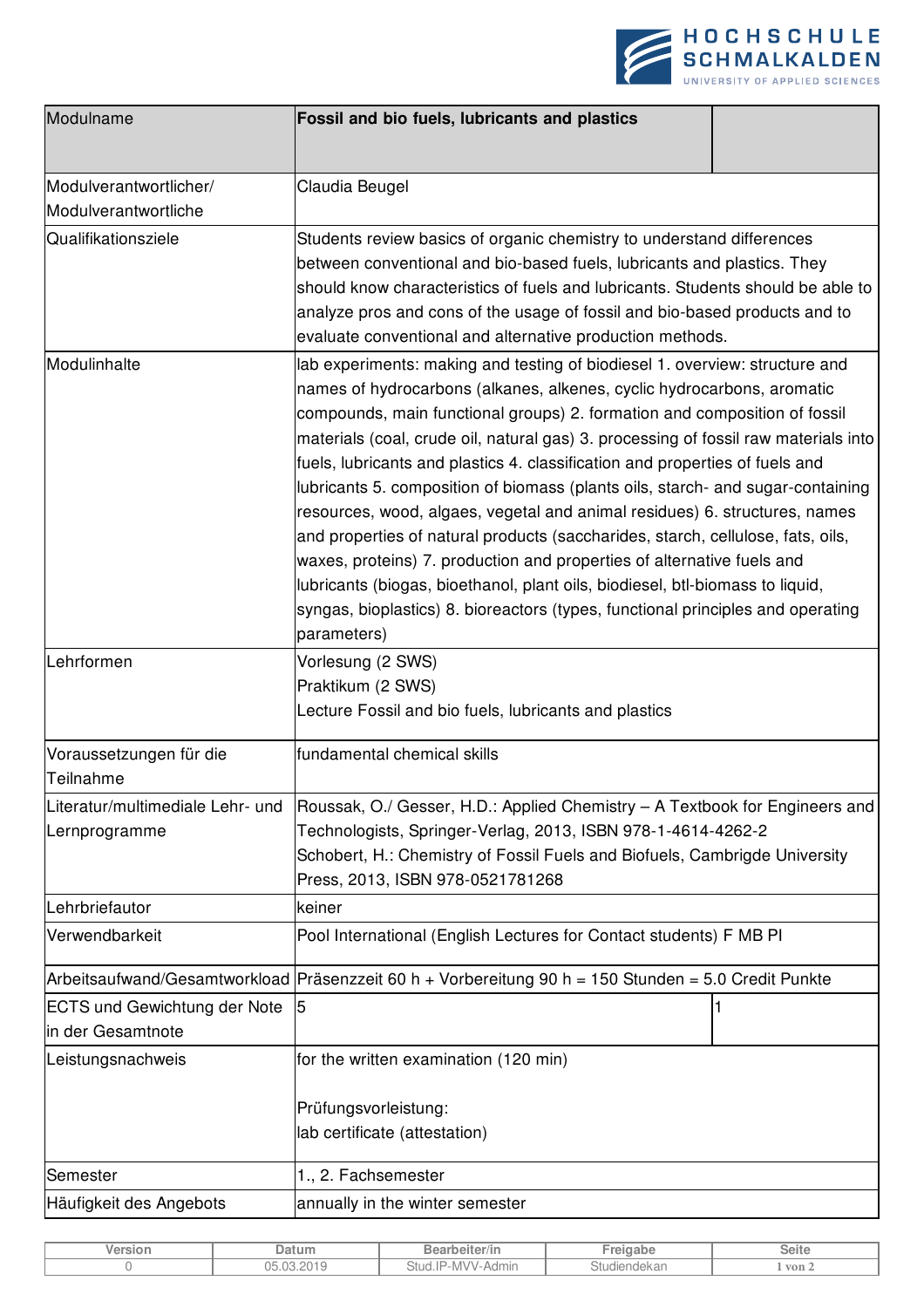| Modulname | **Fossil and bio fuels, lubricants and plastics** | |
|---|---|---|
| Modulverantwortlicher/ Modulverantwortliche | Claudia Beugel | |
| Qualifikationsziele | Students review basics of organic chemistry to understand differences between conventional and bio-based fuels, lubricants and plastics. They should know characteristics of fuels and lubricants. Students should be able to analyze pros and cons of the usage of fossil and bio-based products and to evaluate conventional and alternative production methods. | |
| Modulinhalte | lab experiments: making and testing of biodiesel 1. overview: structure and names of hydrocarbons (alkanes, alkenes, cyclic hydrocarbons, aromatic compounds, main functional groups) 2. formation and composition of fossil materials (coal, crude oil, natural gas) 3. processing of fossil raw materials into fuels, lubricants and plastics 4. classification and properties of fuels and lubricants 5. composition of biomass (plants oils, starch- and sugar-containing resources, wood, algaes, vegetal and animal residues) 6. structures, names and properties of natural products (saccharides, starch, cellulose, fats, oils, waxes, proteins) 7. production and properties of alternative fuels and lubricants (biogas, bioethanol, plant oils, biodiesel, btl-biomass to liquid, syngas, bioplastics) 8. bioreactors (types, functional principles and operating parameters) | |
| Lehrformen | Vorlesung (2 SWS)<br>Praktikum (2 SWS)<br>Lecture Fossil and bio fuels, lubricants and plastics | |
| Voraussetzungen für die Teilnahme | fundamental chemical skills | |
| Literatur/multimediale Lehr- und Lernprogramme | Roussak, O./ Gesser, H.D.: Applied Chemistry – A Textbook for Engineers and Technologists, Springer-Verlag, 2013, ISBN 978-1-4614-4262-2<br>Schobert, H.: Chemistry of Fossil Fuels and Biofuels, Cambrigde University Press, 2013, ISBN 978-0521781268 | |
| Lehrbriefautor | keiner | |
| Verwendbarkeit | Pool International (English Lectures for Contact students) F MB PI | |
| Arbeitsaufwand/Gesamtworkload | Präsenzzeit 60 h + Vorbereitung 90 h = 150 Stunden = 5.0 Credit Punkte | |
| ECTS und Gewichtung der Note in der Gesamtnote | 5 | 1 |
| Leistungsnachweis | for the written examination (120 min)<br><br>Prüfungsvorleistung:<br>lab certificate (attestation) | |
| Semester | 1., 2. Fachsemester | |
| Häufigkeit des Angebots | annually in the winter semester | |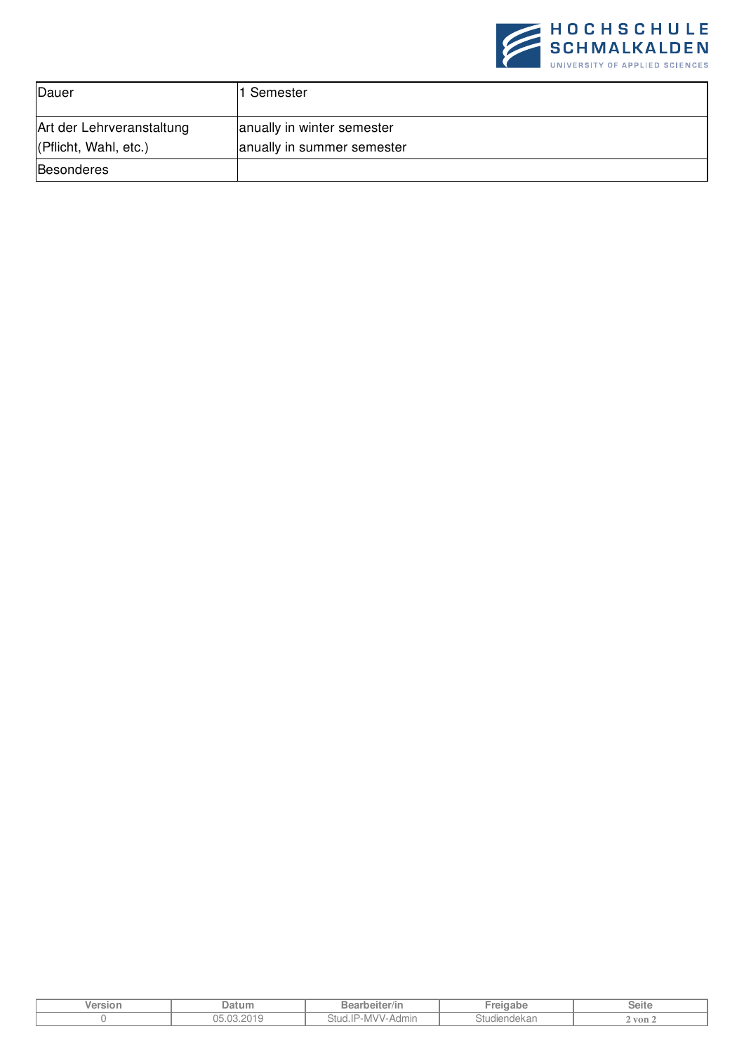| | |
|---|---|
| Dauer | 1 Semester |
| Art der Lehrveranstaltung (Pflicht, Wahl, etc.) | anually in winter semester<br>anually in summer semester |
| Besonderes | |

| Version | Datum | Bearbeiter/in | Freigabe |
|---|---|---|---|
| 0 | 05.03.2019 | Stud.IP-MVV-Admin | Studiendekan |